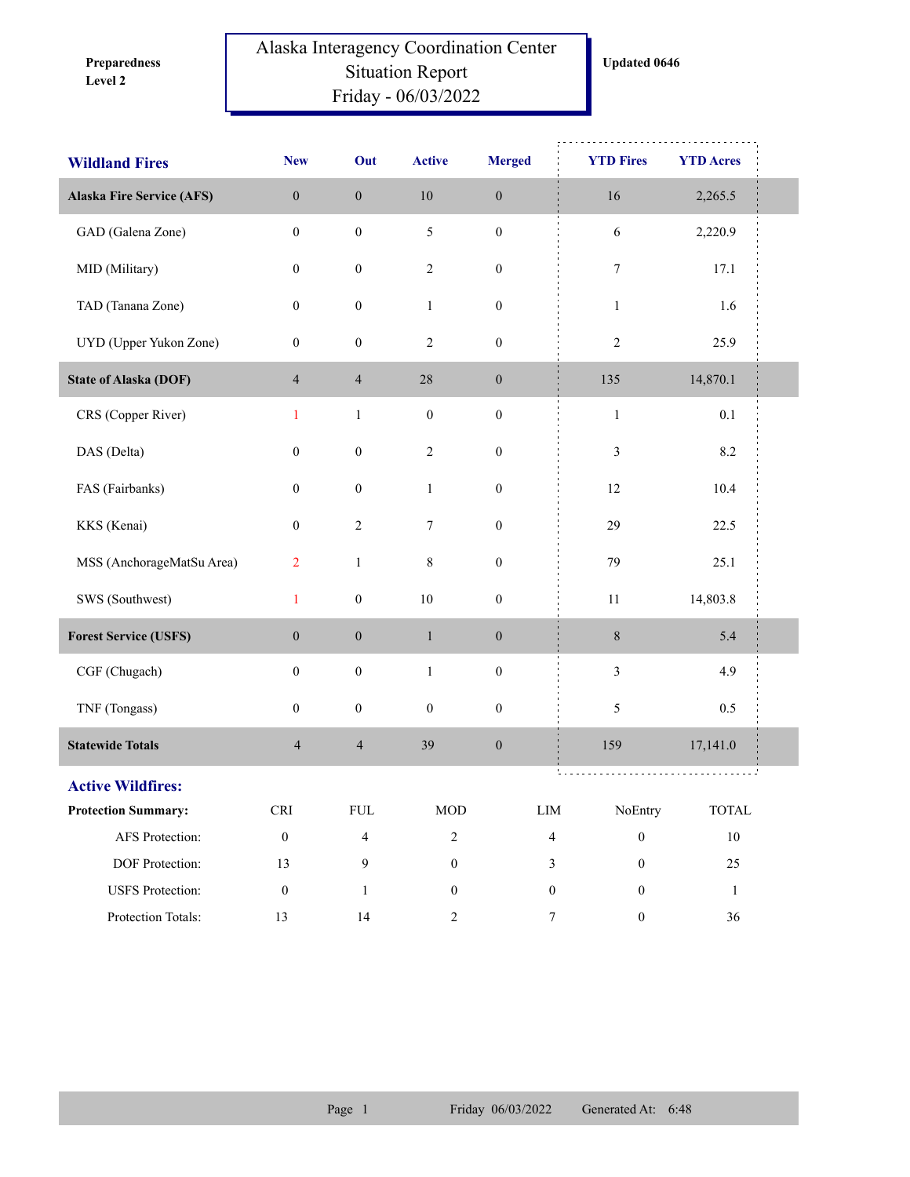Preparedness Level 2

# Alaska Interagency Coordination Center Situation Report
## Friday - 06/03/2022

Updated 0646

| Wildland Fires | New | Out | Active | Merged | YTD Fires | YTD Acres |
|---|---|---|---|---|---|---|
| **Alaska Fire Service (AFS)** | 0 | 0 | 10 | 0 | 16 | 2,265.5 |
| GAD (Galena Zone) | 0 | 0 | 5 | 0 | 6 | 2,220.9 |
| MID (Military) | 0 | 0 | 2 | 0 | 7 | 17.1 |
| TAD (Tanana Zone) | 0 | 0 | 1 | 0 | 1 | 1.6 |
| UYD (Upper Yukon Zone) | 0 | 0 | 2 | 0 | 2 | 25.9 |
| **State of Alaska (DOF)** | 4 | 4 | 28 | 0 | 135 | 14,870.1 |
| CRS (Copper River) | 1 | 1 | 0 | 0 | 1 | 0.1 |
| DAS (Delta) | 0 | 0 | 2 | 0 | 3 | 8.2 |
| FAS (Fairbanks) | 0 | 0 | 1 | 0 | 12 | 10.4 |
| KKS (Kenai) | 0 | 2 | 7 | 0 | 29 | 22.5 |
| MSS (AnchorageMatSu Area) | 2 | 1 | 8 | 0 | 79 | 25.1 |
| SWS (Southwest) | 1 | 0 | 10 | 0 | 11 | 14,803.8 |
| **Forest Service (USFS)** | 0 | 0 | 1 | 0 | 8 | 5.4 |
| CGF (Chugach) | 0 | 0 | 1 | 0 | 3 | 4.9 |
| TNF (Tongass) | 0 | 0 | 0 | 0 | 5 | 0.5 |
| **Statewide Totals** | 4 | 4 | 39 | 0 | 159 | 17,141.0 |

## Active Wildfires:

| Protection Summary: | CRI | FUL | MOD | LIM | NoEntry | TOTAL |
|---|---|---|---|---|---|---|
| AFS Protection: | 0 | 4 | 2 | 4 | 0 | 10 |
| DOF Protection: | 13 | 9 | 0 | 3 | 0 | 25 |
| USFS Protection: | 0 | 1 | 0 | 0 | 0 | 1 |
| Protection Totals: | 13 | 14 | 2 | 7 | 0 | 36 |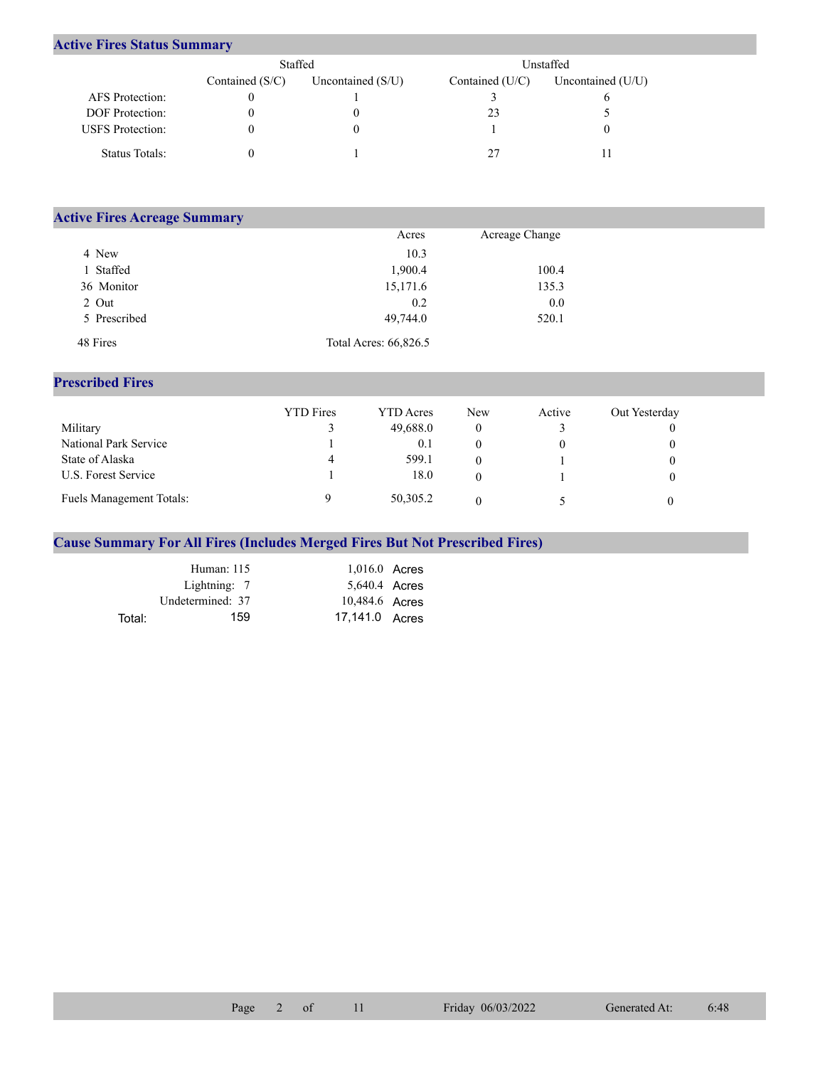## Active Fires Status Summary

| | Staffed | | Unstaffed | |
|---|---|---|---|---|
| | Contained (S/C) | Uncontained (S/U) | Contained (U/C) | Uncontained (U/U) |
| AFS Protection: | 0 | 1 | 3 | 6 |
| DOF Protection: | 0 | 0 | 23 | 5 |
| USFS Protection: | 0 | 0 | 1 | 0 |
| Status Totals: | 0 | 1 | 27 | 11 |

## Active Fires Acreage Summary

| | Acres | Acreage Change |
|---|---|---|
| 4 New | 10.3 | |
| 1 Staffed | 1,900.4 | 100.4 |
| 36 Monitor | 15,171.6 | 135.3 |
| 2 Out | 0.2 | 0.0 |
| 5 Prescribed | 49,744.0 | 520.1 |
| 48 Fires | Total Acres: 66,826.5 | |

## Prescribed Fires

| | YTD Fires | YTD Acres | New | Active | Out Yesterday |
|---|---|---|---|---|---|
| Military | 3 | 49,688.0 | 0 | 3 | 0 |
| National Park Service | 1 | 0.1 | 0 | 0 | 0 |
| State of Alaska | 4 | 599.1 | 0 | 1 | 0 |
| U.S. Forest Service | 1 | 18.0 | 0 | 1 | 0 |
| Fuels Management Totals: | 9 | 50,305.2 | 0 | 5 | 0 |

## Cause Summary For All Fires (Includes Merged Fires But Not Prescribed Fires)

| | | |
|---|---|---|
| Human: | 115 | 1,016.0 Acres |
| Lightning: | 7 | 5,640.4 Acres |
| Undetermined: | 37 | 10,484.6 Acres |
| Total: | 159 | 17,141.0 Acres |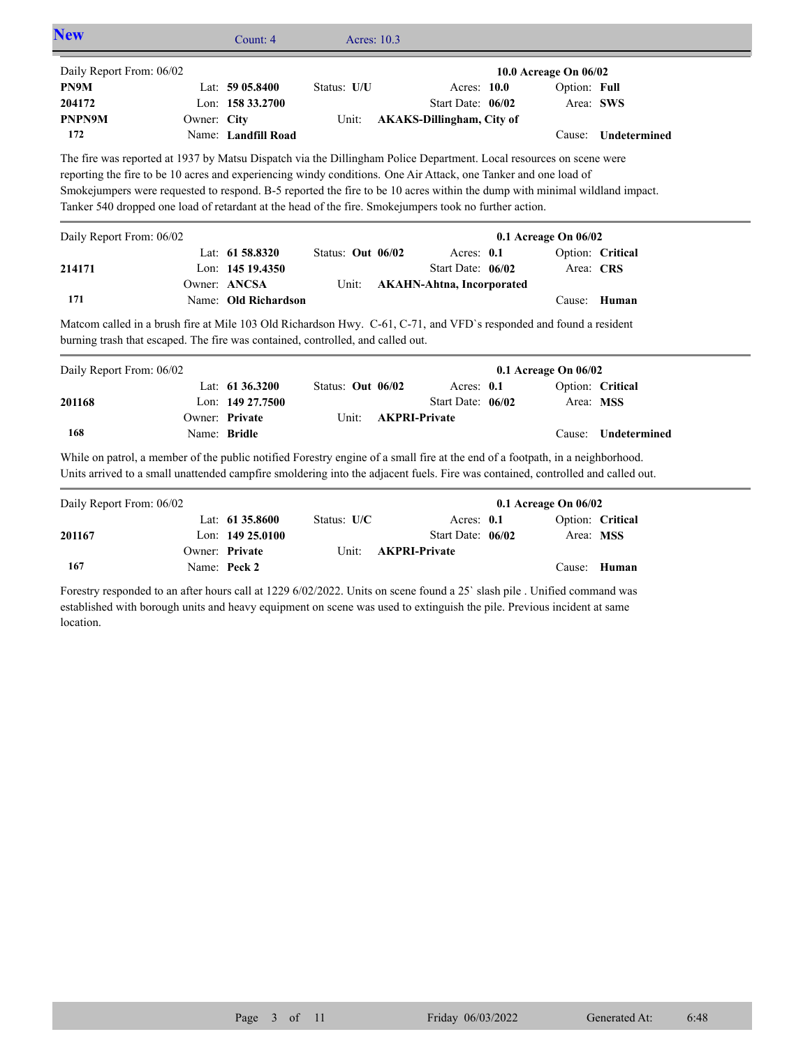## New

Count: 4 Acres: 10.3

| Daily Report From: 06/02 | | | | | 10.0 Acreage On 06/02 |
|---|---|---|---|---|---|
| **PN9M** | Lat: **59 05.8400** | Status: **U/U** | Acres: **10.0** | Option: **Full** | |
| **204172** | Lon: **158 33.2700** | | Start Date: **06/02** | Area: **SWS** | |
| **PNPN9M** | Owner: **City** | Unit: **AKAKS-Dillingham, City of** | | | |
| **172** | Name: **Landfill Road** | | | Cause: **Undetermined** | |

The fire was reported at 1937 by Matsu Dispatch via the Dillingham Police Department. Local resources on scene were reporting the fire to be 10 acres and experiencing windy conditions. One Air Attack, one Tanker and one load of Smokejumpers were requested to respond. B-5 reported the fire to be 10 acres within the dump with minimal wildland impact. Tanker 540 dropped one load of retardant at the head of the fire. Smokejumpers took no further action.

| Daily Report From: 06/02 | | | | | 0.1 Acreage On 06/02 |
|---|---|---|---|---|---|
| | Lat: **61 58.8320** | Status: **Out 06/02** | Acres: **0.1** | Option: **Critical** | |
| **214171** | Lon: **145 19.4350** | | Start Date: **06/02** | Area: **CRS** | |
| | Owner: **ANCSA** | Unit: **AKAHN-Ahtna, Incorporated** | | | |
| **171** | Name: **Old Richardson** | | | Cause: **Human** | |

Matcom called in a brush fire at Mile 103 Old Richardson Hwy. C-61, C-71, and VFD`s responded and found a resident burning trash that escaped. The fire was contained, controlled, and called out.

| Daily Report From: 06/02 | | | | | 0.1 Acreage On 06/02 |
|---|---|---|---|---|---|
| | Lat: **61 36.3200** | Status: **Out 06/02** | Acres: **0.1** | Option: **Critical** | |
| **201168** | Lon: **149 27.7500** | | Start Date: **06/02** | Area: **MSS** | |
| | Owner: **Private** | Unit: **AKPRI-Private** | | | |
| **168** | Name: **Bridle** | | | Cause: **Undetermined** | |

While on patrol, a member of the public notified Forestry engine of a small fire at the end of a footpath, in a neighborhood. Units arrived to a small unattended campfire smoldering into the adjacent fuels. Fire was contained, controlled and called out.

| Daily Report From: 06/02 | | | | | 0.1 Acreage On 06/02 |
|---|---|---|---|---|---|
| | Lat: **61 35.8600** | Status: **U/C** | Acres: **0.1** | Option: **Critical** | |
| **201167** | Lon: **149 25.0100** | | Start Date: **06/02** | Area: **MSS** | |
| | Owner: **Private** | Unit: **AKPRI-Private** | | | |
| **167** | Name: **Peck 2** | | | Cause: **Human** | |

Forestry responded to an after hours call at 1229 6/02/2022. Units on scene found a 25` slash pile . Unified command was established with borough units and heavy equipment on scene was used to extinguish the pile. Previous incident at same location.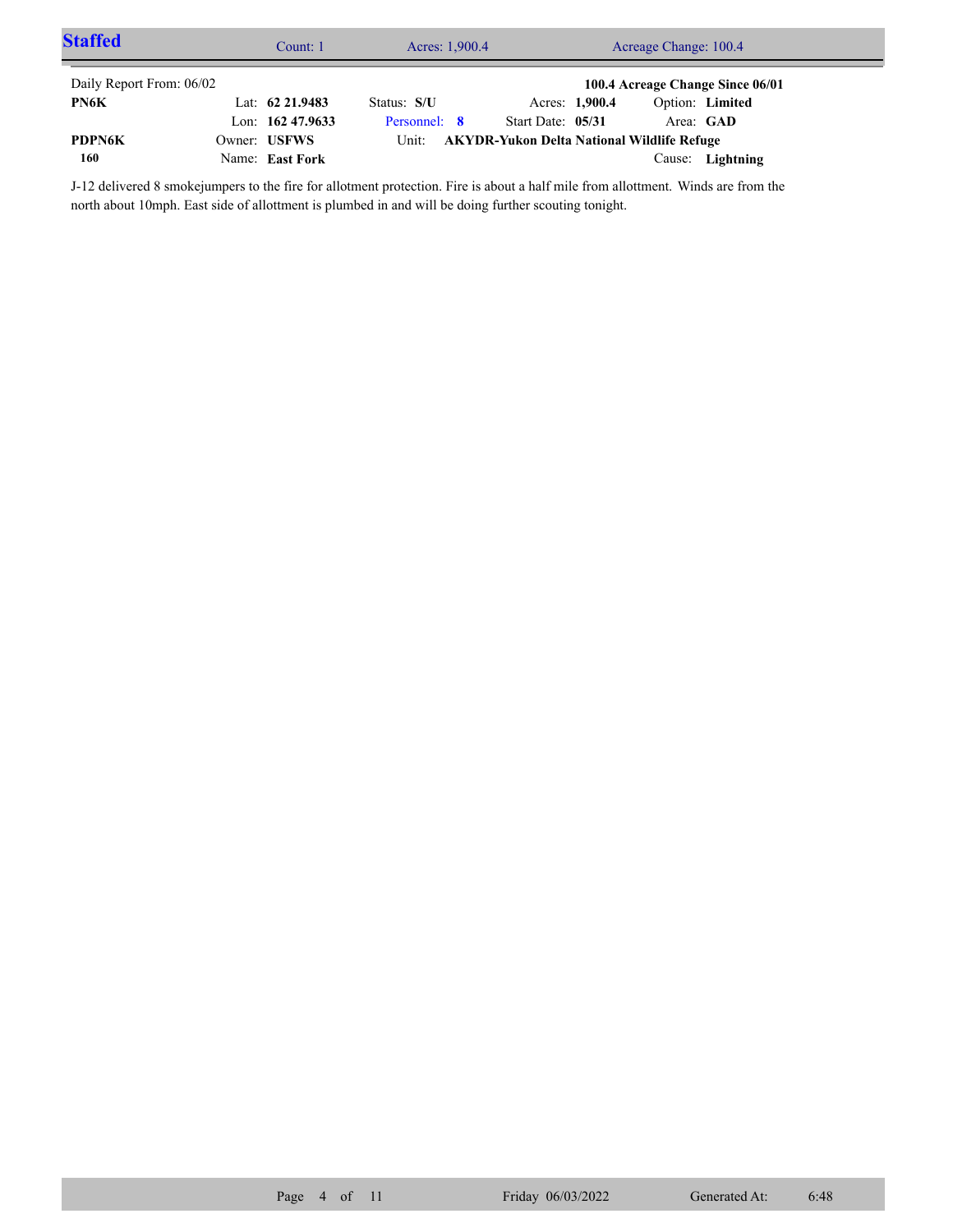## Staffed

Count: 1 | Acres: 1,900.4 | Acreage Change: 100.4

Daily Report From: 06/02 | | | | **100.4 Acreage Change Since 06/01**

| | | | | |
|---|---|---|---|---|
| **PN6K** | Lat: **62 21.9483** | Status: **S/U** | Acres: **1,900.4** | Option: **Limited** |
| | Lon: **162 47.9633** | Personnel: **8** | Start Date: **05/31** | Area: **GAD** |
| **PDPN6K** | Owner: **USFWS** | Unit: **AKYDR-Yukon Delta National Wildlife Refuge** | | |
| **160** | Name: **East Fork** | | | Cause: **Lightning** |

J-12 delivered 8 smokejumpers to the fire for allotment protection. Fire is about a half mile from allottment. Winds are from the north about 10mph. East side of allottment is plumbed in and will be doing further scouting tonight.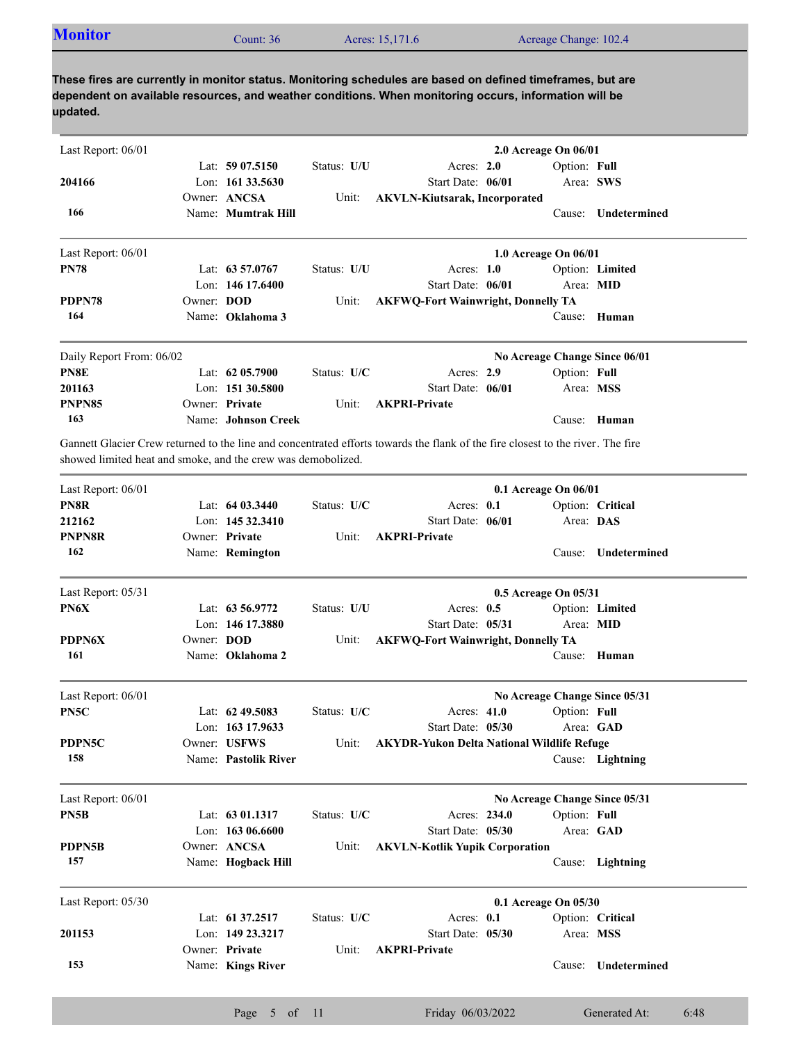## Monitor

Count: 36 | Acres: 15,171.6 | Acreage Change: 102.4

**These fires are currently in monitor status. Monitoring schedules are based on defined timeframes, but are dependent on available resources, and weather conditions. When monitoring occurs, information will be updated.**

---

Last Report: 06/01 — **2.0 Acreage On 06/01**

| | | | |
|---|---|---|---|
| | Lat: **59 07.5150** | Status: **U/U** | Acres: **2.0** | Option: **Full** |
| **204166** | Lon: **161 33.5630** | | Start Date: **06/01** | Area: **SWS** |
| | Owner: **ANCSA** | Unit: **AKVLN-Kiutsarak, Incorporated** | | |
| **166** | Name: **Mumtrak Hill** | | | Cause: **Undetermined** |

---

Last Report: 06/01 — **1.0 Acreage On 06/01**

| | | | |
|---|---|---|---|
| **PN78** | Lat: **63 57.0767** | Status: **U/U** | Acres: **1.0** | Option: **Limited** |
| | Lon: **146 17.6400** | | Start Date: **06/01** | Area: **MID** |
| **PDPN78** | Owner: **DOD** | Unit: **AKFWQ-Fort Wainwright, Donnelly TA** | | |
| **164** | Name: **Oklahoma 3** | | | Cause: **Human** |

---

Daily Report From: 06/02 — **No Acreage Change Since 06/01**

| | | | |
|---|---|---|---|
| **PN8E** | Lat: **62 05.7900** | Status: **U/C** | Acres: **2.9** | Option: **Full** |
| **201163** | Lon: **151 30.5800** | | Start Date: **06/01** | Area: **MSS** |
| **PNPN85** | Owner: **Private** | Unit: **AKPRI-Private** | | |
| **163** | Name: **Johnson Creek** | | | Cause: **Human** |

Gannett Glacier Crew returned to the line and concentrated efforts towards the flank of the fire closest to the river. The fire showed limited heat and smoke, and the crew was demobolized.

---

Last Report: 06/01 — **0.1 Acreage On 06/01**

| | | | |
|---|---|---|---|
| **PN8R** | Lat: **64 03.3440** | Status: **U/C** | Acres: **0.1** | Option: **Critical** |
| **212162** | Lon: **145 32.3410** | | Start Date: **06/01** | Area: **DAS** |
| **PNPN8R** | Owner: **Private** | Unit: **AKPRI-Private** | | |
| **162** | Name: **Remington** | | | Cause: **Undetermined** |

---

Last Report: 05/31 — **0.5 Acreage On 05/31**

| | | | |
|---|---|---|---|
| **PN6X** | Lat: **63 56.9772** | Status: **U/U** | Acres: **0.5** | Option: **Limited** |
| | Lon: **146 17.3880** | | Start Date: **05/31** | Area: **MID** |
| **PDPN6X** | Owner: **DOD** | Unit: **AKFWQ-Fort Wainwright, Donnelly TA** | | |
| **161** | Name: **Oklahoma 2** | | | Cause: **Human** |

---

Last Report: 06/01 — **No Acreage Change Since 05/31**

| | | | |
|---|---|---|---|
| **PN5C** | Lat: **62 49.5083** | Status: **U/C** | Acres: **41.0** | Option: **Full** |
| | Lon: **163 17.9633** | | Start Date: **05/30** | Area: **GAD** |
| **PDPN5C** | Owner: **USFWS** | Unit: **AKYDR-Yukon Delta National Wildlife Refuge** | | |
| **158** | Name: **Pastolik River** | | | Cause: **Lightning** |

---

Last Report: 06/01 — **No Acreage Change Since 05/31**

| | | | |
|---|---|---|---|
| **PN5B** | Lat: **63 01.1317** | Status: **U/C** | Acres: **234.0** | Option: **Full** |
| | Lon: **163 06.6600** | | Start Date: **05/30** | Area: **GAD** |
| **PDPN5B** | Owner: **ANCSA** | Unit: **AKVLN-Kotlik Yupik Corporation** | | |
| **157** | Name: **Hogback Hill** | | | Cause: **Lightning** |

---

Last Report: 05/30 — **0.1 Acreage On 05/30**

| | | | |
|---|---|---|---|
| | Lat: **61 37.2517** | Status: **U/C** | Acres: **0.1** | Option: **Critical** |
| **201153** | Lon: **149 23.3217** | | Start Date: **05/30** | Area: **MSS** |
| | Owner: **Private** | Unit: **AKPRI-Private** | | |
| **153** | Name: **Kings River** | | | Cause: **Undetermined** |

Friday 06/03/2022 — Generated At: 6:48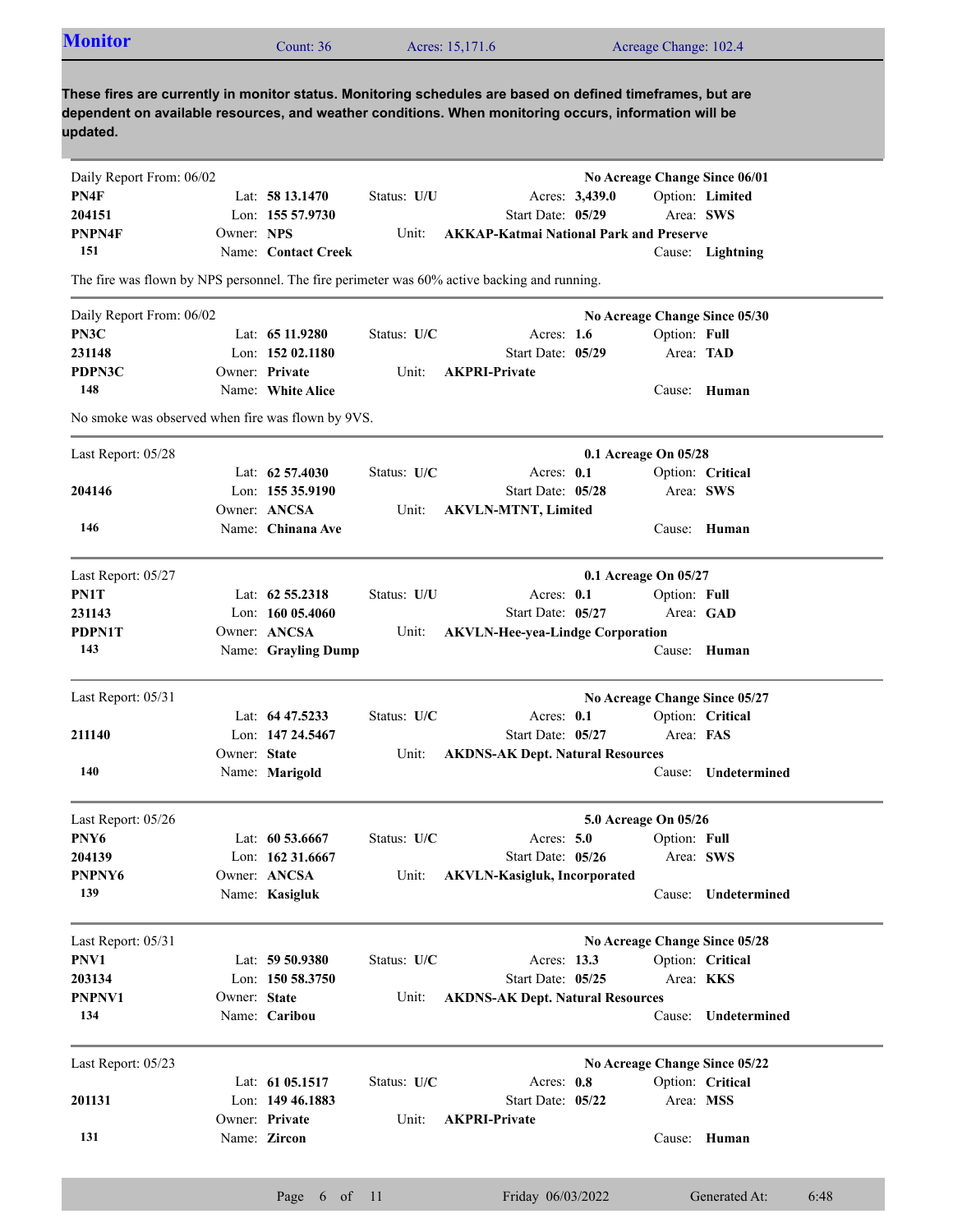## Monitor

Count: 36 | Acres: 15,171.6 | Acreage Change: 102.4

**These fires are currently in monitor status. Monitoring schedules are based on defined timeframes, but are dependent on available resources, and weather conditions. When monitoring occurs, information will be updated.**

---

Daily Report From: 06/02 — **No Acreage Change Since 06/01**

| | | | |
|---|---|---|---|
| **PN4F** | Lat: **58 13.1470** | Status: **U/U** | Acres: **3,439.0** | 
| **204151** | Lon: **155 57.9730** | Start Date: **05/29** | Option: **Limited** |
| **PNPN4F** | Owner: **NPS** | Unit: **AKKAP-Katmai National Park and Preserve** | Area: **SWS** |
| **151** | Name: **Contact Creek** | | Cause: **Lightning** |

The fire was flown by NPS personnel. The fire perimeter was 60% active backing and running.

---

Daily Report From: 06/02 — **No Acreage Change Since 05/30**

| | | | |
|---|---|---|---|
| **PN3C** | Lat: **65 11.9280** | Status: **U/C** | Acres: **1.6** |
| **231148** | Lon: **152 02.1180** | Start Date: **05/29** | Option: **Full** |
| **PDPN3C** | Owner: **Private** | Unit: **AKPRI-Private** | Area: **TAD** |
| **148** | Name: **White Alice** | | Cause: **Human** |

No smoke was observed when fire was flown by 9VS.

---

Last Report: 05/28 — **0.1 Acreage On 05/28**

| | | | |
|---|---|---|---|
| | Lat: **62 57.4030** | Status: **U/C** | Acres: **0.1** |
| **204146** | Lon: **155 35.9190** | Start Date: **05/28** | Option: **Critical** |
| | Owner: **ANCSA** | Unit: **AKVLN-MTNT, Limited** | Area: **SWS** |
| **146** | Name: **Chinana Ave** | | Cause: **Human** |

---

Last Report: 05/27 — **0.1 Acreage On 05/27**

| | | | |
|---|---|---|---|
| **PN1T** | Lat: **62 55.2318** | Status: **U/U** | Acres: **0.1** |
| **231143** | Lon: **160 05.4060** | Start Date: **05/27** | Option: **Full** |
| **PDPN1T** | Owner: **ANCSA** | Unit: **AKVLN-Hee-yea-Lindge Corporation** | Area: **GAD** |
| **143** | Name: **Grayling Dump** | | Cause: **Human** |

---

Last Report: 05/31 — **No Acreage Change Since 05/27**

| | | | |
|---|---|---|---|
| | Lat: **64 47.5233** | Status: **U/C** | Acres: **0.1** |
| **211140** | Lon: **147 24.5467** | Start Date: **05/27** | Option: **Critical** |
| | Owner: **State** | Unit: **AKDNS-AK Dept. Natural Resources** | Area: **FAS** |
| **140** | Name: **Marigold** | | Cause: **Undetermined** |

---

Last Report: 05/26 — **5.0 Acreage On 05/26**

| | | | |
|---|---|---|---|
| **PNY6** | Lat: **60 53.6667** | Status: **U/C** | Acres: **5.0** |
| **204139** | Lon: **162 31.6667** | Start Date: **05/26** | Option: **Full** |
| **PNPNY6** | Owner: **ANCSA** | Unit: **AKVLN-Kasigluk, Incorporated** | Area: **SWS** |
| **139** | Name: **Kasigluk** | | Cause: **Undetermined** |

---

Last Report: 05/31 — **No Acreage Change Since 05/28**

| | | | |
|---|---|---|---|
| **PNV1** | Lat: **59 50.9380** | Status: **U/C** | Acres: **13.3** |
| **203134** | Lon: **150 58.3750** | Start Date: **05/25** | Option: **Critical** |
| **PNPNV1** | Owner: **State** | Unit: **AKDNS-AK Dept. Natural Resources** | Area: **KKS** |
| **134** | Name: **Caribou** | | Cause: **Undetermined** |

---

Last Report: 05/23 — **No Acreage Change Since 05/22**

| | | | |
|---|---|---|---|
| | Lat: **61 05.1517** | Status: **U/C** | Acres: **0.8** |
| **201131** | Lon: **149 46.1883** | Start Date: **05/22** | Option: **Critical** |
| | Owner: **Private** | Unit: **AKPRI-Private** | Area: **MSS** |
| **131** | Name: **Zircon** | | Cause: **Human** |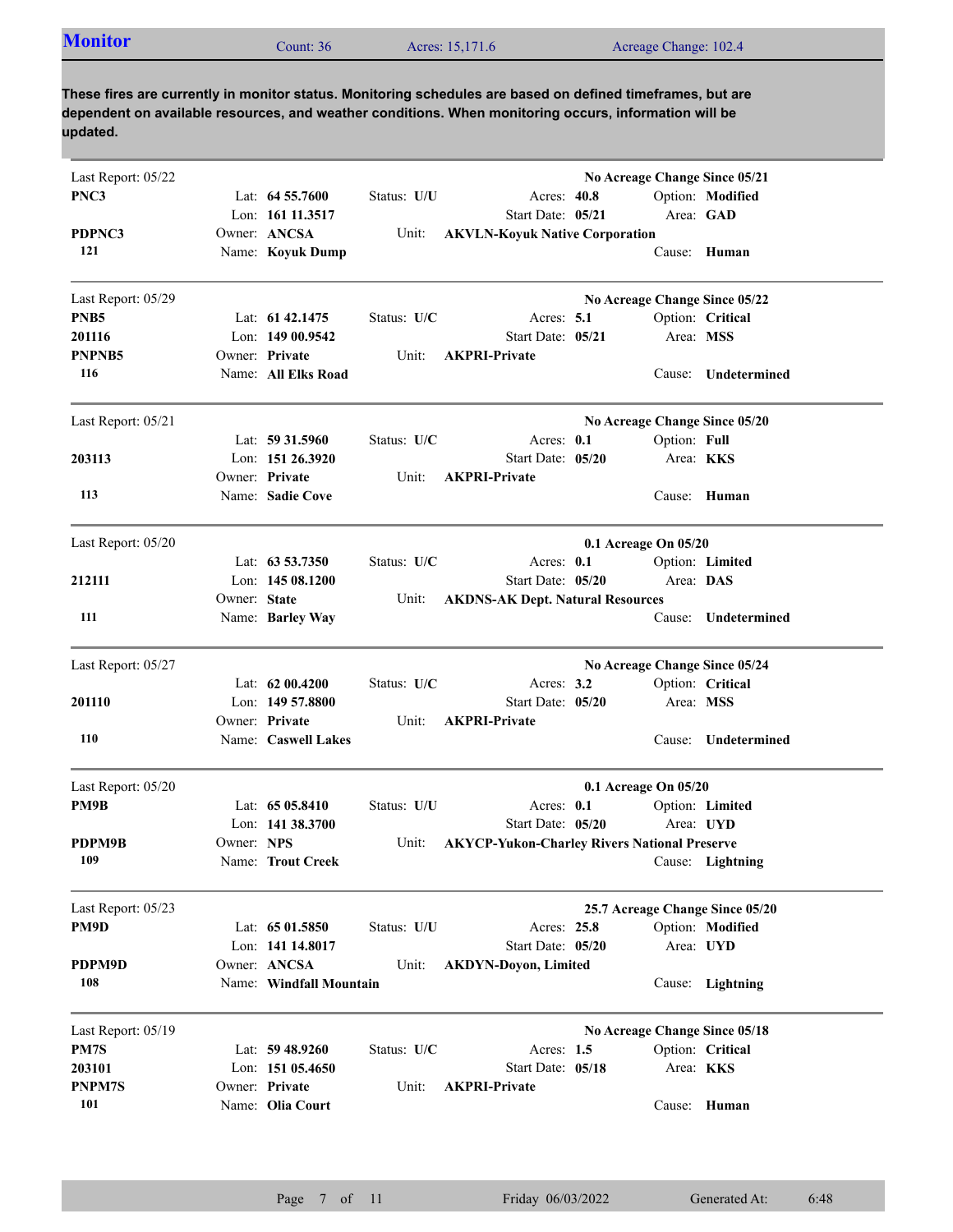## Monitor

Count: 36 | Acres: 15,171.6 | Acreage Change: 102.4

**These fires are currently in monitor status. Monitoring schedules are based on defined timeframes, but are dependent on available resources, and weather conditions. When monitoring occurs, information will be updated.**

---

Last Report: 05/22 — **No Acreage Change Since 05/21**

**PNC3**
**PDPNC3**
**121**

Lat: **64 55.7600** | Lon: **161 11.3517** | Owner: **ANCSA** | Name: **Koyuk Dump**
Status: **U/U** | Unit: **AKVLN-Koyuk Native Corporation**
Acres: **40.8** | Start Date: **05/21**
Option: **Modified** | Area: **GAD** | Cause: **Human**

---

Last Report: 05/29 — **No Acreage Change Since 05/22**

**PNB5**
**201116**
**PNPNB5**
**116**

Lat: **61 42.1475** | Lon: **149 00.9542** | Owner: **Private** | Name: **All Elks Road**
Status: **U/C** | Unit: **AKPRI-Private**
Acres: **5.1** | Start Date: **05/21**
Option: **Critical** | Area: **MSS** | Cause: **Undetermined**

---

Last Report: 05/21 — **No Acreage Change Since 05/20**

**203113**
**113**

Lat: **59 31.5960** | Lon: **151 26.3920** | Owner: **Private** | Name: **Sadie Cove**
Status: **U/C** | Unit: **AKPRI-Private**
Acres: **0.1** | Start Date: **05/20**
Option: **Full** | Area: **KKS** | Cause: **Human**

---

Last Report: 05/20 — **0.1 Acreage On 05/20**

**212111**
**111**

Lat: **63 53.7350** | Lon: **145 08.1200** | Owner: **State** | Name: **Barley Way**
Status: **U/C** | Unit: **AKDNS-AK Dept. Natural Resources**
Acres: **0.1** | Start Date: **05/20**
Option: **Limited** | Area: **DAS** | Cause: **Undetermined**

---

Last Report: 05/27 — **No Acreage Change Since 05/24**

**201110**
**110**

Lat: **62 00.4200** | Lon: **149 57.8800** | Owner: **Private** | Name: **Caswell Lakes**
Status: **U/C** | Unit: **AKPRI-Private**
Acres: **3.2** | Start Date: **05/20**
Option: **Critical** | Area: **MSS** | Cause: **Undetermined**

---

Last Report: 05/20 — **0.1 Acreage On 05/20**

**PM9B**
**PDPM9B**
**109**

Lat: **65 05.8410** | Lon: **141 38.3700** | Owner: **NPS** | Name: **Trout Creek**
Status: **U/U** | Unit: **AKYCP-Yukon-Charley Rivers National Preserve**
Acres: **0.1** | Start Date: **05/20**
Option: **Limited** | Area: **UYD** | Cause: **Lightning**

---

Last Report: 05/23 — **25.7 Acreage Change Since 05/20**

**PM9D**
**PDPM9D**
**108**

Lat: **65 01.5850** | Lon: **141 14.8017** | Owner: **ANCSA** | Name: **Windfall Mountain**
Status: **U/U** | Unit: **AKDYN-Doyon, Limited**
Acres: **25.8** | Start Date: **05/20**
Option: **Modified** | Area: **UYD** | Cause: **Lightning**

---

Last Report: 05/19 — **No Acreage Change Since 05/18**

**PM7S**
**203101**
**PNPM7S**
**101**

Lat: **59 48.9260** | Lon: **151 05.4650** | Owner: **Private** | Name: **Olia Court**
Status: **U/C** | Unit: **AKPRI-Private**
Acres: **1.5** | Start Date: **05/18**
Option: **Critical** | Area: **KKS** | Cause: **Human**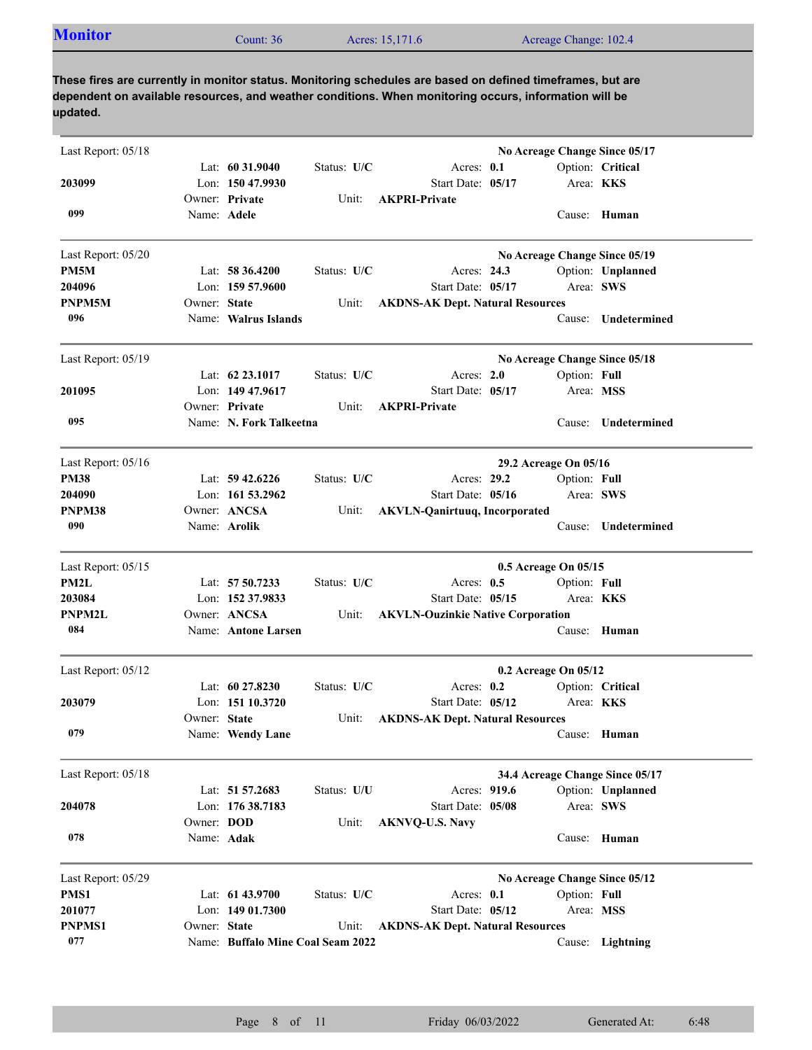## Monitor

Count: 36 | Acres: 15,171.6 | Acreage Change: 102.4

**These fires are currently in monitor status. Monitoring schedules are based on defined timeframes, but are dependent on available resources, and weather conditions. When monitoring occurs, information will be updated.**

---

Last Report: 05/18 — **No Acreage Change Since 05/17**

| | | | |
|---|---|---|---|
| | Lat: **60 31.9040** | Status: **U/C** | Acres: **0.1** | Option: **Critical** |
| **203099** | Lon: **150 47.9930** | | Start Date: **05/17** | Area: **KKS** |
| | Owner: **Private** | Unit: **AKPRI-Private** | | |
| **099** | Name: **Adele** | | | Cause: **Human** |

---

Last Report: 05/20 — **No Acreage Change Since 05/19**

| | | | | |
|---|---|---|---|---|
| **PM5M** | Lat: **58 36.4200** | Status: **U/C** | Acres: **24.3** | Option: **Unplanned** |
| **204096** | Lon: **159 57.9600** | | Start Date: **05/17** | Area: **SWS** |
| **PNPM5M** | Owner: **State** | Unit: **AKDNS-AK Dept. Natural Resources** | | |
| **096** | Name: **Walrus Islands** | | | Cause: **Undetermined** |

---

Last Report: 05/19 — **No Acreage Change Since 05/18**

| | | | | |
|---|---|---|---|---|
| | Lat: **62 23.1017** | Status: **U/C** | Acres: **2.0** | Option: **Full** |
| **201095** | Lon: **149 47.9617** | | Start Date: **05/17** | Area: **MSS** |
| | Owner: **Private** | Unit: **AKPRI-Private** | | |
| **095** | Name: **N. Fork Talkeetna** | | | Cause: **Undetermined** |

---

Last Report: 05/16 — **29.2 Acreage On 05/16**

| | | | | |
|---|---|---|---|---|
| **PM38** | Lat: **59 42.6226** | Status: **U/C** | Acres: **29.2** | Option: **Full** |
| **204090** | Lon: **161 53.2962** | | Start Date: **05/16** | Area: **SWS** |
| **PNPM38** | Owner: **ANCSA** | Unit: **AKVLN-Qanirtuuq, Incorporated** | | |
| **090** | Name: **Arolik** | | | Cause: **Undetermined** |

---

Last Report: 05/15 — **0.5 Acreage On 05/15**

| | | | | |
|---|---|---|---|---|
| **PM2L** | Lat: **57 50.7233** | Status: **U/C** | Acres: **0.5** | Option: **Full** |
| **203084** | Lon: **152 37.9833** | | Start Date: **05/15** | Area: **KKS** |
| **PNPM2L** | Owner: **ANCSA** | Unit: **AKVLN-Ouzinkie Native Corporation** | | |
| **084** | Name: **Antone Larsen** | | | Cause: **Human** |

---

Last Report: 05/12 — **0.2 Acreage On 05/12**

| | | | | |
|---|---|---|---|---|
| | Lat: **60 27.8230** | Status: **U/C** | Acres: **0.2** | Option: **Critical** |
| **203079** | Lon: **151 10.3720** | | Start Date: **05/12** | Area: **KKS** |
| | Owner: **State** | Unit: **AKDNS-AK Dept. Natural Resources** | | |
| **079** | Name: **Wendy Lane** | | | Cause: **Human** |

---

Last Report: 05/18 — **34.4 Acreage Change Since 05/17**

| | | | | |
|---|---|---|---|---|
| | Lat: **51 57.2683** | Status: **U/U** | Acres: **919.6** | Option: **Unplanned** |
| **204078** | Lon: **176 38.7183** | | Start Date: **05/08** | Area: **SWS** |
| | Owner: **DOD** | Unit: **AKNVQ-U.S. Navy** | | |
| **078** | Name: **Adak** | | | Cause: **Human** |

---

Last Report: 05/29 — **No Acreage Change Since 05/12**

| | | | | |
|---|---|---|---|---|
| **PMS1** | Lat: **61 43.9700** | Status: **U/C** | Acres: **0.1** | Option: **Full** |
| **201077** | Lon: **149 01.7300** | | Start Date: **05/12** | Area: **MSS** |
| **PNPMS1** | Owner: **State** | Unit: **AKDNS-AK Dept. Natural Resources** | | |
| **077** | Name: **Buffalo Mine Coal Seam 2022** | | | Cause: **Lightning** |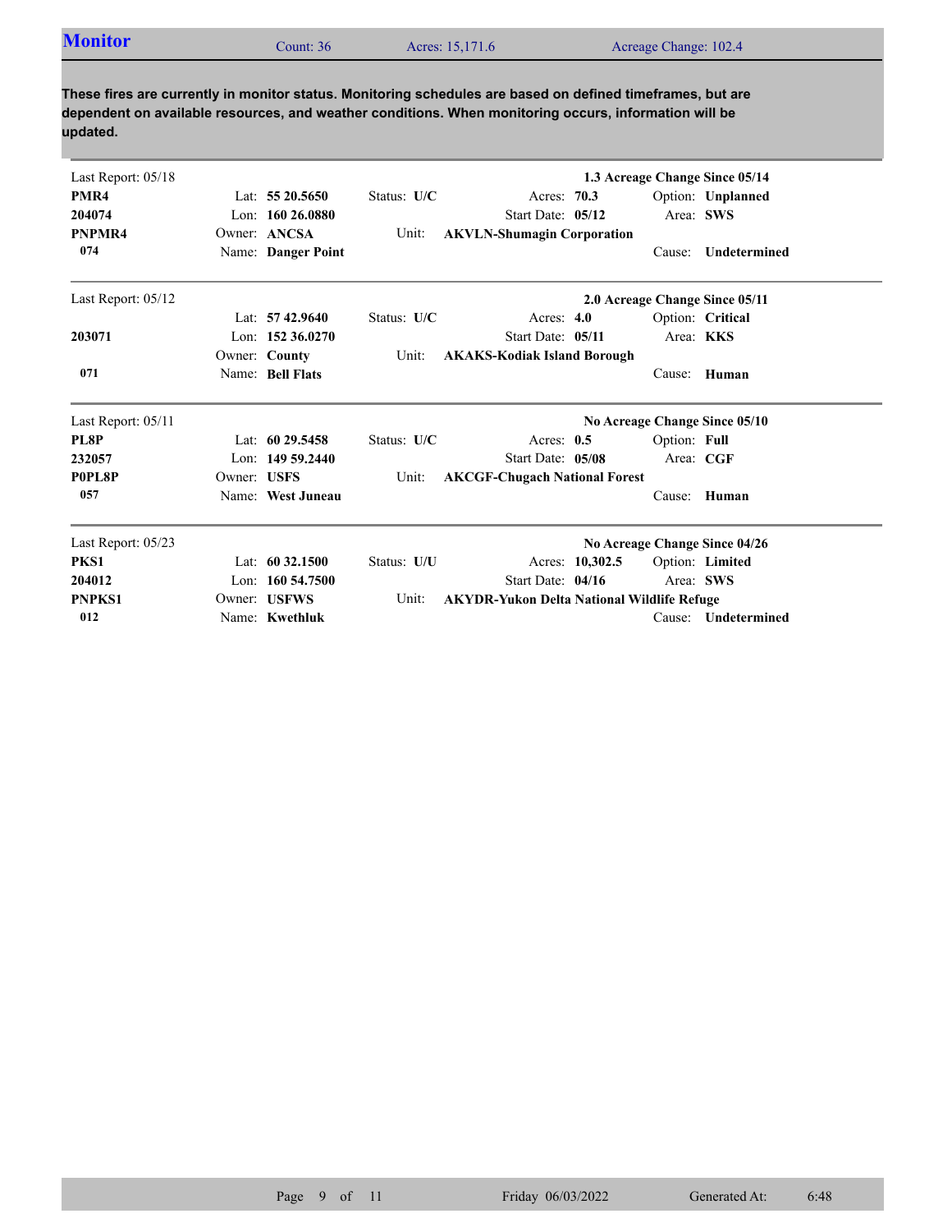## Monitor

Count: 36 | Acres: 15,171.6 | Acreage Change: 102.4

**These fires are currently in monitor status. Monitoring schedules are based on defined timeframes, but are dependent on available resources, and weather conditions. When monitoring occurs, information will be updated.**

---

Last Report: 05/18 — **1.3 Acreage Change Since 05/14**

| | | | | |
|---|---|---|---|---|
| **PMR4** | Lat: **55 20.5650** | Status: **U/C** | Acres: **70.3** | Option: **Unplanned** |
| **204074** | Lon: **160 26.0880** | | Start Date: **05/12** | Area: **SWS** |
| **PNPMR4** | Owner: **ANCSA** | Unit: | **AKVLN-Shumagin Corporation** | |
| **074** | Name: **Danger Point** | | | Cause: **Undetermined** |

---

Last Report: 05/12 — **2.0 Acreage Change Since 05/11**

| | | | | |
|---|---|---|---|---|
| | Lat: **57 42.9640** | Status: **U/C** | Acres: **4.0** | Option: **Critical** |
| **203071** | Lon: **152 36.0270** | | Start Date: **05/11** | Area: **KKS** |
| | Owner: **County** | Unit: | **AKAKS-Kodiak Island Borough** | |
| **071** | Name: **Bell Flats** | | | Cause: **Human** |

---

Last Report: 05/11 — **No Acreage Change Since 05/10**

| | | | | |
|---|---|---|---|---|
| **PL8P** | Lat: **60 29.5458** | Status: **U/C** | Acres: **0.5** | Option: **Full** |
| **232057** | Lon: **149 59.2440** | | Start Date: **05/08** | Area: **CGF** |
| **P0PL8P** | Owner: **USFS** | Unit: | **AKCGF-Chugach National Forest** | |
| **057** | Name: **West Juneau** | | | Cause: **Human** |

---

Last Report: 05/23 — **No Acreage Change Since 04/26**

| | | | | |
|---|---|---|---|---|
| **PKS1** | Lat: **60 32.1500** | Status: **U/U** | Acres: **10,302.5** | Option: **Limited** |
| **204012** | Lon: **160 54.7500** | | Start Date: **04/16** | Area: **SWS** |
| **PNPKS1** | Owner: **USFWS** | Unit: | **AKYDR-Yukon Delta National Wildlife Refuge** | |
| **012** | Name: **Kwethluk** | | | Cause: **Undetermined** |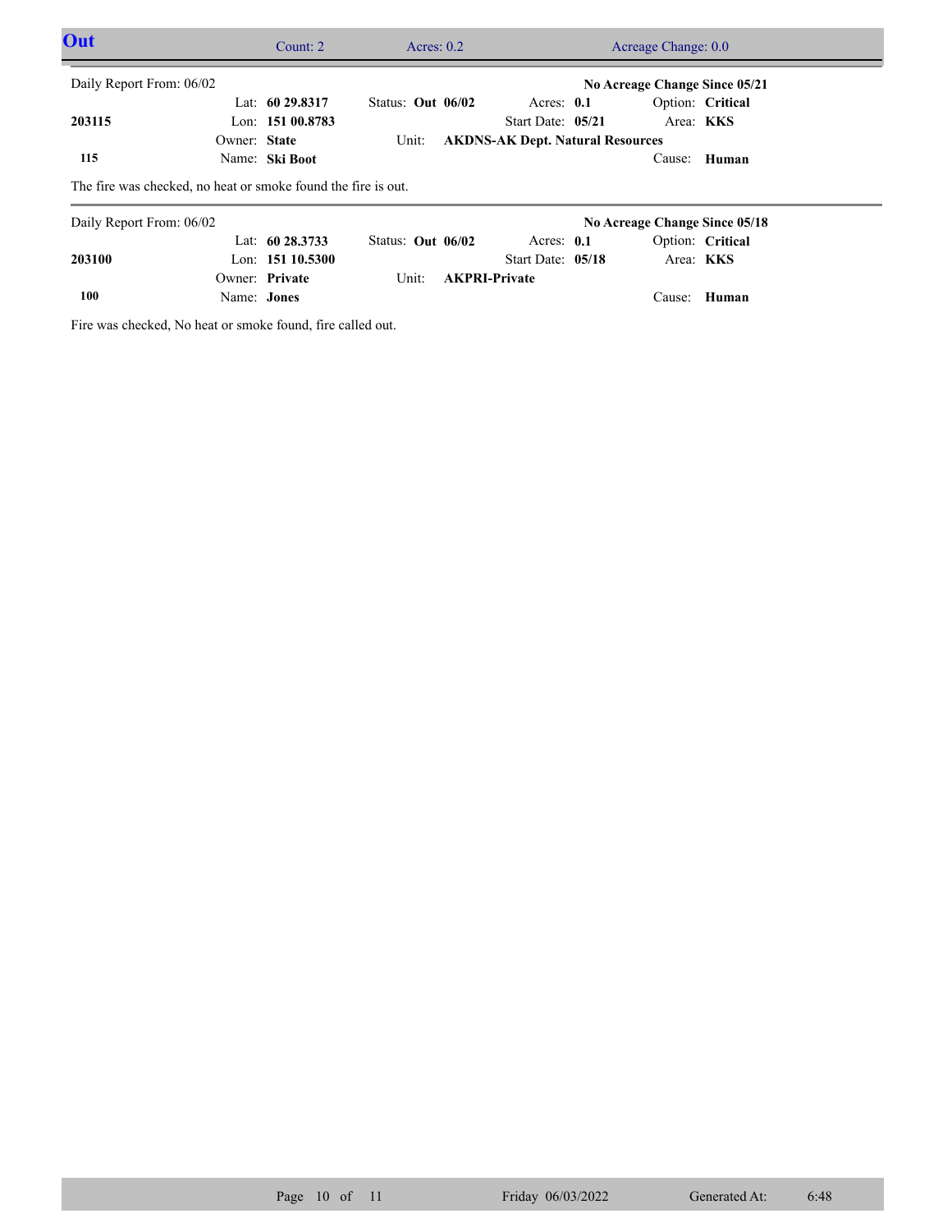## Out

Count: 2 | Acres: 0.2 | Acreage Change: 0.0

---

Daily Report From: 06/02

**No Acreage Change Since 05/21**

| | | | | |
|---|---|---|---|---|
| | Lat: **60 29.8317** | Status: **Out 06/02** | Acres: **0.1** | Option: **Critical** |
| **203115** | Lon: **151 00.8783** | | Start Date: **05/21** | Area: **KKS** |
| | Owner: **State** | Unit: **AKDNS-AK Dept. Natural Resources** | | |
| **115** | Name: **Ski Boot** | | | Cause: **Human** |

The fire was checked, no heat or smoke found the fire is out.

---

Daily Report From: 06/02

**No Acreage Change Since 05/18**

| | | | | |
|---|---|---|---|---|
| | Lat: **60 28.3733** | Status: **Out 06/02** | Acres: **0.1** | Option: **Critical** |
| **203100** | Lon: **151 10.5300** | | Start Date: **05/18** | Area: **KKS** |
| | Owner: **Private** | Unit: **AKPRI-Private** | | |
| **100** | Name: **Jones** | | | Cause: **Human** |

Fire was checked, No heat or smoke found, fire called out.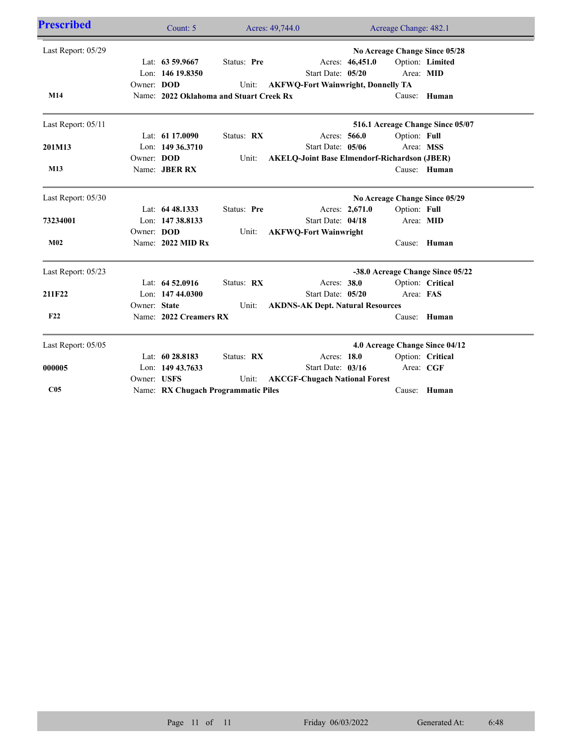## Prescribed

Count: 5 | Acres: 49,744.0 | Acreage Change: 482.1

---

Last Report: 05/29 — **No Acreage Change Since 05/28**

| | | | |
|---|---|---|---|
| Lat: **63 59.9667** | Status: **Pre** | Acres: **46,451.0** | Option: **Limited** |
| Lon: **146 19.8350** | | Start Date: **05/20** | Area: **MID** |
| Owner: **DOD** | Unit: **AKFWQ-Fort Wainwright, Donnelly TA** | | |
| **M14** | Name: **2022 Oklahoma and Stuart Creek Rx** | | Cause: **Human** |

---

Last Report: 05/11 — **516.1 Acreage Change Since 05/07**

**201M13**

| | | | |
|---|---|---|---|
| Lat: **61 17.0090** | Status: **RX** | Acres: **566.0** | Option: **Full** |
| Lon: **149 36.3710** | | Start Date: **05/06** | Area: **MSS** |
| Owner: **DOD** | Unit: **AKELQ-Joint Base Elmendorf-Richardson (JBER)** | | |
| **M13** | Name: **JBER RX** | | Cause: **Human** |

---

Last Report: 05/30 — **No Acreage Change Since 05/29**

**73234001**

| | | | |
|---|---|---|---|
| Lat: **64 48.1333** | Status: **Pre** | Acres: **2,671.0** | Option: **Full** |
| Lon: **147 38.8133** | | Start Date: **04/18** | Area: **MID** |
| Owner: **DOD** | Unit: **AKFWQ-Fort Wainwright** | | |
| **M02** | Name: **2022 MID Rx** | | Cause: **Human** |

---

Last Report: 05/23 — **-38.0 Acreage Change Since 05/22**

**211F22**

| | | | |
|---|---|---|---|
| Lat: **64 52.0916** | Status: **RX** | Acres: **38.0** | Option: **Critical** |
| Lon: **147 44.0300** | | Start Date: **05/20** | Area: **FAS** |
| Owner: **State** | Unit: **AKDNS-AK Dept. Natural Resources** | | |
| **F22** | Name: **2022 Creamers RX** | | Cause: **Human** |

---

Last Report: 05/05 — **4.0 Acreage Change Since 04/12**

**000005**

| | | | |
|---|---|---|---|
| Lat: **60 28.8183** | Status: **RX** | Acres: **18.0** | Option: **Critical** |
| Lon: **149 43.7633** | | Start Date: **03/16** | Area: **CGF** |
| Owner: **USFS** | Unit: **AKCGF-Chugach National Forest** | | |
| **C05** | Name: **RX Chugach Programmatic Piles** | | Cause: **Human** |